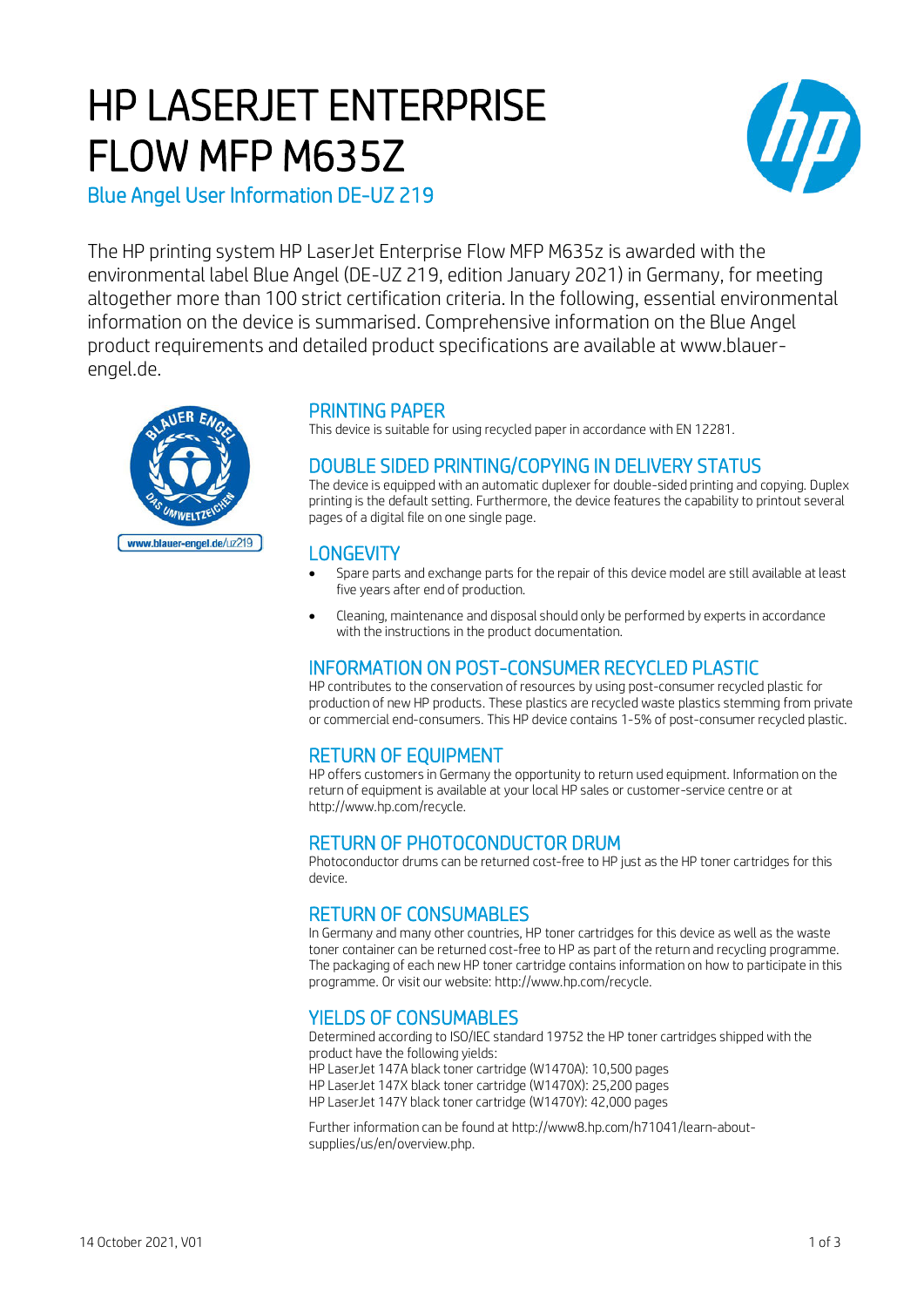# HP LASERJET ENTERPRISE FLOW MFP M635Z

## Blue Angel User Information DE-UZ 219

The HP printing system HP LaserJet Enterprise Flow MFP M635z is awarded with the environmental label Blue Angel (DE-UZ 219, edition January 2021) in Germany, for meeting altogether more than 100 strict certification criteria. In the following, essential environmental information on the device is summarised. Comprehensive information on the Blue Angel product requirements and detailed product specifications are available at www.blauer-engel.de.

### PRINTING PAPER

This device is suitable for using recycled paper in accordance with EN 12281.

### DOUBLE SIDED PRINTING/COPYING IN DELIVERY STATUS

The device is equipped with an automatic duplexer for double-sided printing and copying. Duplex printing is the default setting. Furthermore, the device features the capability to printout several pages of a digital file on one single page.

### LONGEVITY

- Spare parts and exchange parts for the repair of this device model are still available at least five years after end of production.
- Cleaning, maintenance and disposal should only be performed by experts in accordance with the instructions in the product documentation.

### INFORMATION ON POST-CONSUMER RECYCLED PLASTIC

HP contributes to the conservation of resources by using post-consumer recycled plastic for production of new HP products. These plastics are recycled waste plastics stemming from private or commercial end-consumers. This HP device contains 1-5% of post-consumer recycled plastic.

### RETURN OF EQUIPMENT

HP offers customers in Germany the opportunity to return used equipment. Information on the return of equipment is available at your local HP sales or customer-service centre or at http://www.hp.com/recycle.

### RETURN OF PHOTOCONDUCTOR DRUM

Photoconductor drums can be returned cost-free to HP just as the HP toner cartridges for this device.

### RETURN OF CONSUMABLES

In Germany and many other countries, HP toner cartridges for this device as well as the waste toner container can be returned cost-free to HP as part of the return and recycling programme. The packaging of each new HP toner cartridge contains information on how to participate in this programme. Or visit our website: http://www.hp.com/recycle.

### YIELDS OF CONSUMABLES

Determined according to ISO/IEC standard 19752 the HP toner cartridges shipped with the product have the following yields:
HP LaserJet 147A black toner cartridge (W1470A): 10,500 pages
HP LaserJet 147X black toner cartridge (W1470X): 25,200 pages
HP LaserJet 147Y black toner cartridge (W1470Y): 42,000 pages

Further information can be found at http://www8.hp.com/h71041/learn-about-supplies/us/en/overview.php.

14 October 2021, V01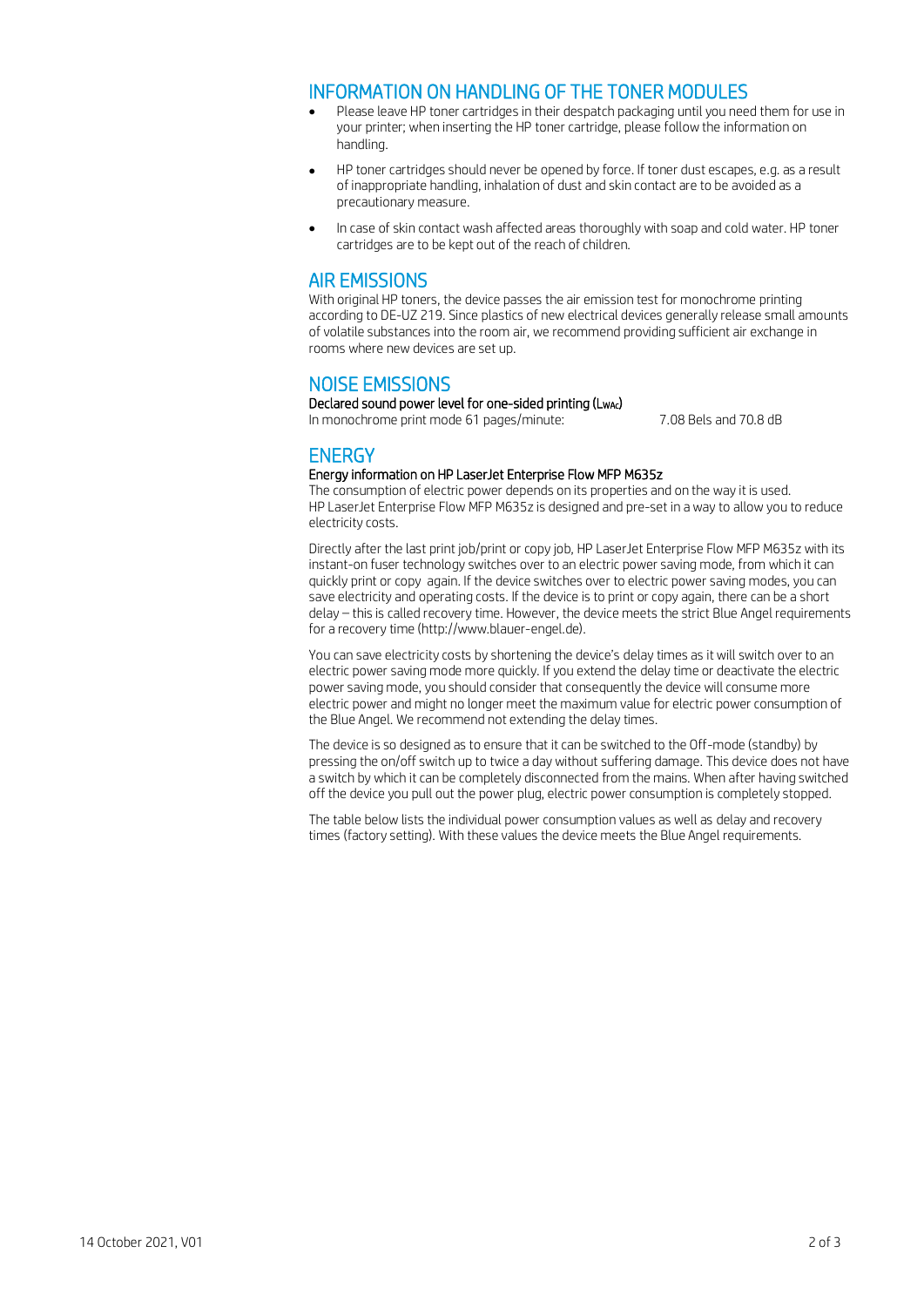## INFORMATION ON HANDLING OF THE TONER MODULES

- Please leave HP toner cartridges in their despatch packaging until you need them for use in your printer; when inserting the HP toner cartridge, please follow the information on handling.
- HP toner cartridges should never be opened by force. If toner dust escapes, e.g. as a result of inappropriate handling, inhalation of dust and skin contact are to be avoided as a precautionary measure.
- In case of skin contact wash affected areas thoroughly with soap and cold water. HP toner cartridges are to be kept out of the reach of children.

## AIR EMISSIONS

With original HP toners, the device passes the air emission test for monochrome printing according to DE-UZ 219. Since plastics of new electrical devices generally release small amounts of volatile substances into the room air, we recommend providing sufficient air exchange in rooms where new devices are set up.

## NOISE EMISSIONS

**Declared sound power level for one-sided printing ($L_{WAc}$)**

In monochrome print mode 61 pages/minute: 7.08 Bels and 70.8 dB

## ENERGY

**Energy information on HP LaserJet Enterprise Flow MFP M635z**

The consumption of electric power depends on its properties and on the way it is used. HP LaserJet Enterprise Flow MFP M635z is designed and pre-set in a way to allow you to reduce electricity costs.

Directly after the last print job/print or copy job, HP LaserJet Enterprise Flow MFP M635z with its instant-on fuser technology switches over to an electric power saving mode, from which it can quickly print or copy again. If the device switches over to electric power saving modes, you can save electricity and operating costs. If the device is to print or copy again, there can be a short delay – this is called recovery time. However, the device meets the strict Blue Angel requirements for a recovery time (http://www.blauer-engel.de).

You can save electricity costs by shortening the device's delay times as it will switch over to an electric power saving mode more quickly. If you extend the delay time or deactivate the electric power saving mode, you should consider that consequently the device will consume more electric power and might no longer meet the maximum value for electric power consumption of the Blue Angel. We recommend not extending the delay times.

The device is so designed as to ensure that it can be switched to the Off-mode (standby) by pressing the on/off switch up to twice a day without suffering damage. This device does not have a switch by which it can be completely disconnected from the mains. When after having switched off the device you pull out the power plug, electric power consumption is completely stopped.

The table below lists the individual power consumption values as well as delay and recovery times (factory setting). With these values the device meets the Blue Angel requirements.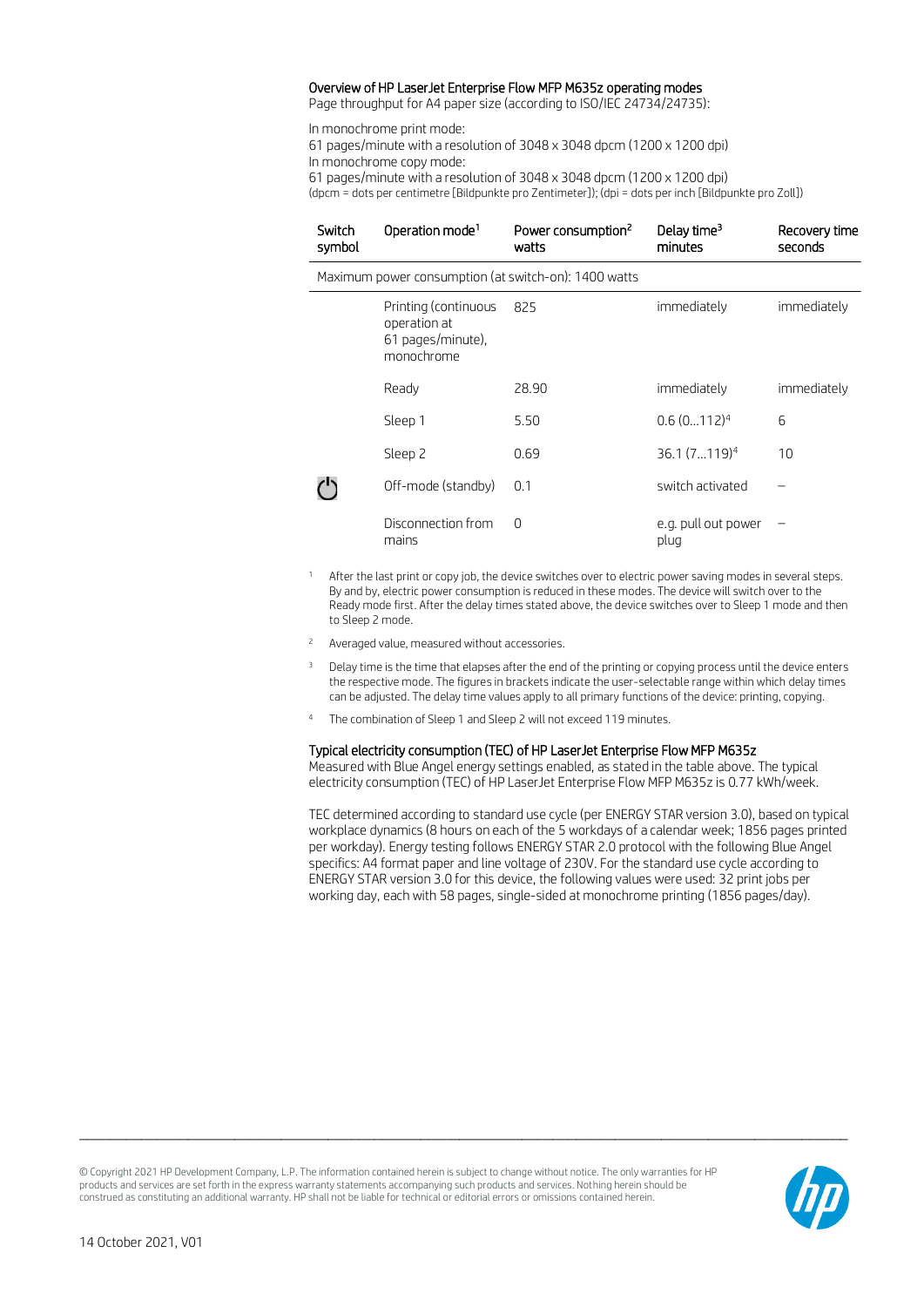## Overview of HP LaserJet Enterprise Flow MFP M635z operating modes

Page throughput for A4 paper size (according to ISO/IEC 24734/24735):

In monochrome print mode:
61 pages/minute with a resolution of 3048 x 3048 dpcm (1200 x 1200 dpi)
In monochrome copy mode:
61 pages/minute with a resolution of 3048 x 3048 dpcm (1200 x 1200 dpi)
(dpcm = dots per centimetre [Bildpunkte pro Zentimeter]); (dpi = dots per inch [Bildpunkte pro Zoll])

| Switch symbol | Operation mode[1] | Power consumption[2] watts | Delay time[3] minutes | Recovery time seconds |
|---|---|---|---|---|
| Maximum power consumption (at switch-on): 1400 watts | | | | |
| | Printing (continuous operation at 61 pages/minute), monochrome | 825 | immediately | immediately |
| | Ready | 28.90 | immediately | immediately |
| | Sleep 1 | 5.50 | 0.6 (0…112)[4] | 6 |
| | Sleep 2 | 0.69 | 36.1 (7…119)[4] | 10 |
| ⏻ | Off-mode (standby) | 0.1 | switch activated | – |
| | Disconnection from mains | 0 | e.g. pull out power plug | – |

[1] After the last print or copy job, the device switches over to electric power saving modes in several steps. By and by, electric power consumption is reduced in these modes. The device will switch over to the Ready mode first. After the delay times stated above, the device switches over to Sleep 1 mode and then to Sleep 2 mode.

[2] Averaged value, measured without accessories.

[3] Delay time is the time that elapses after the end of the printing or copying process until the device enters the respective mode. The figures in brackets indicate the user-selectable range within which delay times can be adjusted. The delay time values apply to all primary functions of the device: printing, copying.

[4] The combination of Sleep 1 and Sleep 2 will not exceed 119 minutes.

## Typical electricity consumption (TEC) of HP LaserJet Enterprise Flow MFP M635z

Measured with Blue Angel energy settings enabled, as stated in the table above. The typical electricity consumption (TEC) of HP LaserJet Enterprise Flow MFP M635z is 0.77 kWh/week.

TEC determined according to standard use cycle (per ENERGY STAR version 3.0), based on typical workplace dynamics (8 hours on each of the 5 workdays of a calendar week; 1856 pages printed per workday). Energy testing follows ENERGY STAR 2.0 protocol with the following Blue Angel specifics: A4 format paper and line voltage of 230V. For the standard use cycle according to ENERGY STAR version 3.0 for this device, the following values were used: 32 print jobs per working day, each with 58 pages, single-sided at monochrome printing (1856 pages/day).

© Copyright 2021 HP Development Company, L.P. The information contained herein is subject to change without notice. The only warranties for HP products and services are set forth in the express warranty statements accompanying such products and services. Nothing herein should be construed as constituting an additional warranty. HP shall not be liable for technical or editorial errors or omissions contained herein.

14 October 2021, V01